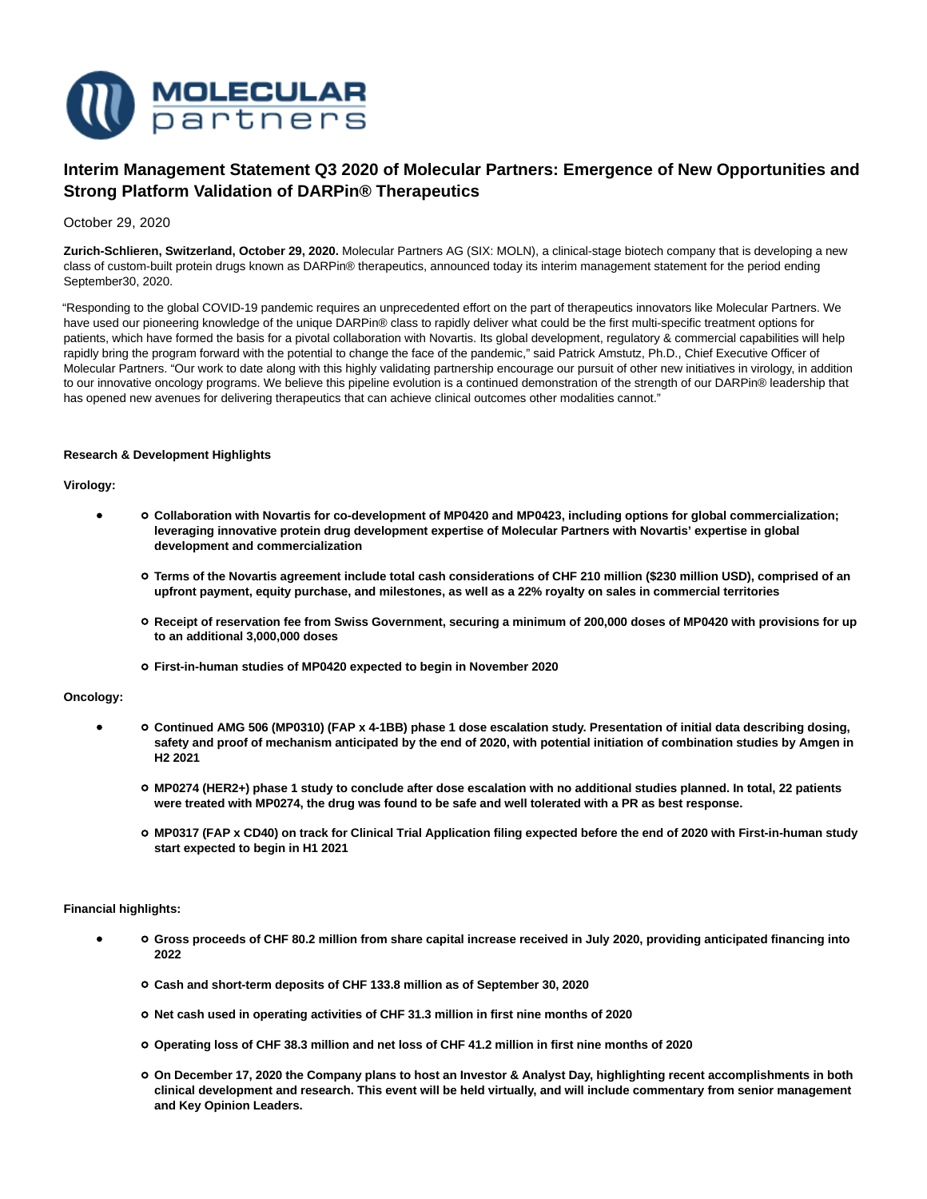# Interim Management Statement Q3 2020 of Molecular Partners: Emergence of New Opportunities and Strong Platform Validation of DARPin® Therapeutics

October 29, 2020

**Zurich-Schlieren, Switzerland, October 29, 2020.** Molecular Partners AG (SIX: MOLN), a clinical-stage biotech company that is developing a new class of custom-built protein drugs known as DARPin® therapeutics, announced today its interim management statement for the period ending September30, 2020.

"Responding to the global COVID-19 pandemic requires an unprecedented effort on the part of therapeutics innovators like Molecular Partners. We have used our pioneering knowledge of the unique DARPin® class to rapidly deliver what could be the first multi-specific treatment options for patients, which have formed the basis for a pivotal collaboration with Novartis. Its global development, regulatory & commercial capabilities will help rapidly bring the program forward with the potential to change the face of the pandemic," said Patrick Amstutz, Ph.D., Chief Executive Officer of Molecular Partners. "Our work to date along with this highly validating partnership encourage our pursuit of other new initiatives in virology, in addition to our innovative oncology programs. We believe this pipeline evolution is a continued demonstration of the strength of our DARPin® leadership that has opened new avenues for delivering therapeutics that can achieve clinical outcomes other modalities cannot."

**Research & Development Highlights**

**Virology:**

- **Collaboration with Novartis for co-development of MP0420 and MP0423, including options for global commercialization; leveraging innovative protein drug development expertise of Molecular Partners with Novartis' expertise in global development and commercialization**
- **Terms of the Novartis agreement include total cash considerations of CHF 210 million ($230 million USD), comprised of an upfront payment, equity purchase, and milestones, as well as a 22% royalty on sales in commercial territories**
- **Receipt of reservation fee from Swiss Government, securing a minimum of 200,000 doses of MP0420 with provisions for up to an additional 3,000,000 doses**
- **First-in-human studies of MP0420 expected to begin in November 2020**

**Oncology:**

- **Continued AMG 506 (MP0310) (FAP x 4-1BB) phase 1 dose escalation study. Presentation of initial data describing dosing, safety and proof of mechanism anticipated by the end of 2020, with potential initiation of combination studies by Amgen in H2 2021**
- **MP0274 (HER2+) phase 1 study to conclude after dose escalation with no additional studies planned. In total, 22 patients were treated with MP0274, the drug was found to be safe and well tolerated with a PR as best response.**
- **MP0317 (FAP x CD40) on track for Clinical Trial Application filing expected before the end of 2020 with First-in-human study start expected to begin in H1 2021**

**Financial highlights:**

- **Gross proceeds of CHF 80.2 million from share capital increase received in July 2020, providing anticipated financing into 2022**
- **Cash and short-term deposits of CHF 133.8 million as of September 30, 2020**
- **Net cash used in operating activities of CHF 31.3 million in first nine months of 2020**
- **Operating loss of CHF 38.3 million and net loss of CHF 41.2 million in first nine months of 2020**
- **On December 17, 2020 the Company plans to host an Investor & Analyst Day, highlighting recent accomplishments in both clinical development and research. This event will be held virtually, and will include commentary from senior management and Key Opinion Leaders.**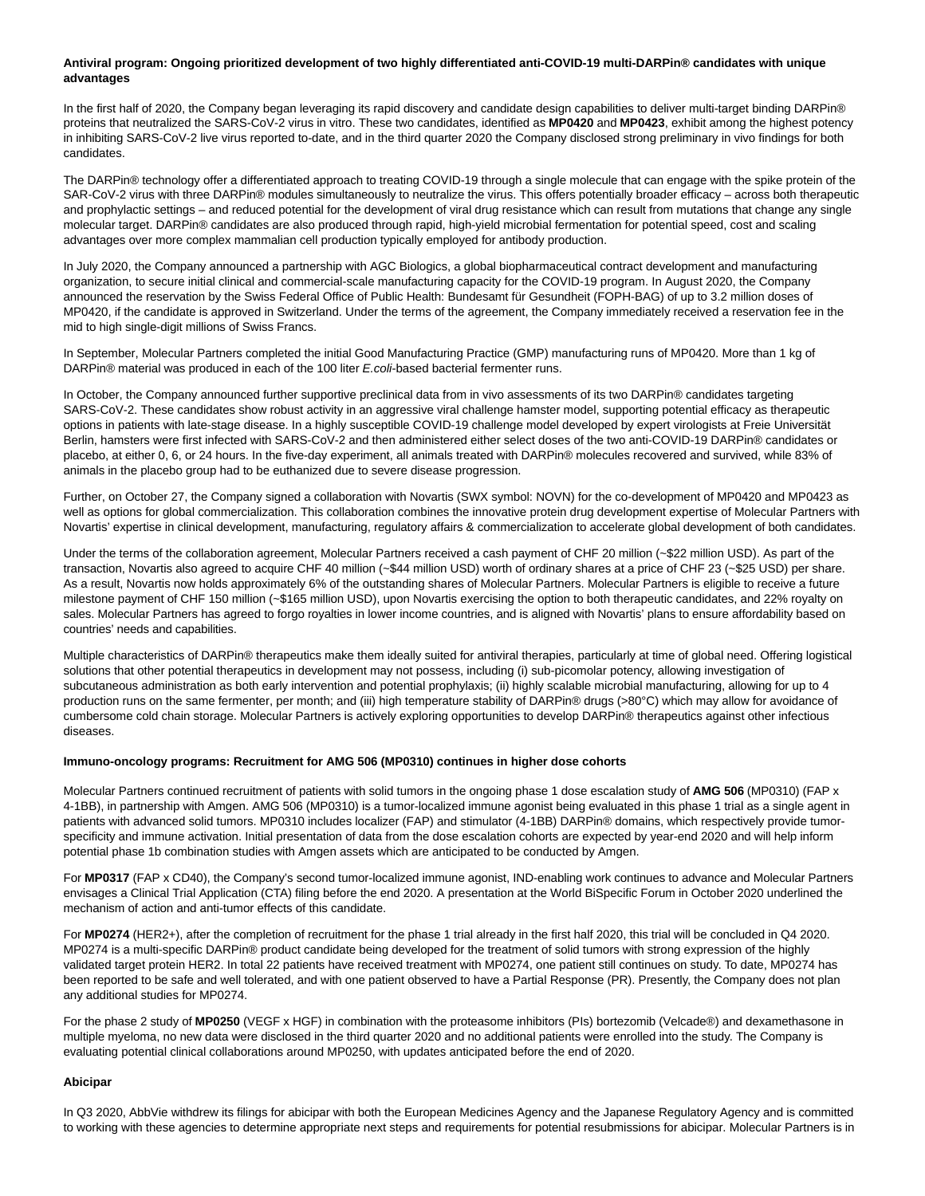**Antiviral program: Ongoing prioritized development of two highly differentiated anti-COVID-19 multi-DARPin® candidates with unique advantages**

In the first half of 2020, the Company began leveraging its rapid discovery and candidate design capabilities to deliver multi-target binding DARPin® proteins that neutralized the SARS-CoV-2 virus in vitro. These two candidates, identified as **MP0420** and **MP0423**, exhibit among the highest potency in inhibiting SARS-CoV-2 live virus reported to-date, and in the third quarter 2020 the Company disclosed strong preliminary in vivo findings for both candidates.

The DARPin® technology offer a differentiated approach to treating COVID-19 through a single molecule that can engage with the spike protein of the SAR-CoV-2 virus with three DARPin® modules simultaneously to neutralize the virus. This offers potentially broader efficacy – across both therapeutic and prophylactic settings – and reduced potential for the development of viral drug resistance which can result from mutations that change any single molecular target. DARPin® candidates are also produced through rapid, high-yield microbial fermentation for potential speed, cost and scaling advantages over more complex mammalian cell production typically employed for antibody production.

In July 2020, the Company announced a partnership with AGC Biologics, a global biopharmaceutical contract development and manufacturing organization, to secure initial clinical and commercial-scale manufacturing capacity for the COVID-19 program. In August 2020, the Company announced the reservation by the Swiss Federal Office of Public Health: Bundesamt für Gesundheit (FOPH-BAG) of up to 3.2 million doses of MP0420, if the candidate is approved in Switzerland. Under the terms of the agreement, the Company immediately received a reservation fee in the mid to high single-digit millions of Swiss Francs.

In September, Molecular Partners completed the initial Good Manufacturing Practice (GMP) manufacturing runs of MP0420. More than 1 kg of DARPin® material was produced in each of the 100 liter *E.coli*-based bacterial fermenter runs.

In October, the Company announced further supportive preclinical data from in vivo assessments of its two DARPin® candidates targeting SARS-CoV-2. These candidates show robust activity in an aggressive viral challenge hamster model, supporting potential efficacy as therapeutic options in patients with late-stage disease. In a highly susceptible COVID-19 challenge model developed by expert virologists at Freie Universität Berlin, hamsters were first infected with SARS-CoV-2 and then administered either select doses of the two anti-COVID-19 DARPin® candidates or placebo, at either 0, 6, or 24 hours. In the five-day experiment, all animals treated with DARPin® molecules recovered and survived, while 83% of animals in the placebo group had to be euthanized due to severe disease progression.

Further, on October 27, the Company signed a collaboration with Novartis (SWX symbol: NOVN) for the co-development of MP0420 and MP0423 as well as options for global commercialization. This collaboration combines the innovative protein drug development expertise of Molecular Partners with Novartis' expertise in clinical development, manufacturing, regulatory affairs & commercialization to accelerate global development of both candidates.

Under the terms of the collaboration agreement, Molecular Partners received a cash payment of CHF 20 million (~$22 million USD). As part of the transaction, Novartis also agreed to acquire CHF 40 million (~$44 million USD) worth of ordinary shares at a price of CHF 23 (~$25 USD) per share. As a result, Novartis now holds approximately 6% of the outstanding shares of Molecular Partners. Molecular Partners is eligible to receive a future milestone payment of CHF 150 million (~$165 million USD), upon Novartis exercising the option to both therapeutic candidates, and 22% royalty on sales. Molecular Partners has agreed to forgo royalties in lower income countries, and is aligned with Novartis' plans to ensure affordability based on countries' needs and capabilities.

Multiple characteristics of DARPin® therapeutics make them ideally suited for antiviral therapies, particularly at time of global need. Offering logistical solutions that other potential therapeutics in development may not possess, including (i) sub-picomolar potency, allowing investigation of subcutaneous administration as both early intervention and potential prophylaxis; (ii) highly scalable microbial manufacturing, allowing for up to 4 production runs on the same fermenter, per month; and (iii) high temperature stability of DARPin® drugs (>80°C) which may allow for avoidance of cumbersome cold chain storage. Molecular Partners is actively exploring opportunities to develop DARPin® therapeutics against other infectious diseases.

**Immuno-oncology programs: Recruitment for AMG 506 (MP0310) continues in higher dose cohorts**

Molecular Partners continued recruitment of patients with solid tumors in the ongoing phase 1 dose escalation study of **AMG 506** (MP0310) (FAP x 4-1BB), in partnership with Amgen. AMG 506 (MP0310) is a tumor-localized immune agonist being evaluated in this phase 1 trial as a single agent in patients with advanced solid tumors. MP0310 includes localizer (FAP) and stimulator (4-1BB) DARPin® domains, which respectively provide tumor-specificity and immune activation. Initial presentation of data from the dose escalation cohorts are expected by year-end 2020 and will help inform potential phase 1b combination studies with Amgen assets which are anticipated to be conducted by Amgen.

For **MP0317** (FAP x CD40), the Company's second tumor-localized immune agonist, IND-enabling work continues to advance and Molecular Partners envisages a Clinical Trial Application (CTA) filing before the end 2020. A presentation at the World BiSpecific Forum in October 2020 underlined the mechanism of action and anti-tumor effects of this candidate.

For **MP0274** (HER2+), after the completion of recruitment for the phase 1 trial already in the first half 2020, this trial will be concluded in Q4 2020. MP0274 is a multi-specific DARPin® product candidate being developed for the treatment of solid tumors with strong expression of the highly validated target protein HER2. In total 22 patients have received treatment with MP0274, one patient still continues on study. To date, MP0274 has been reported to be safe and well tolerated, and with one patient observed to have a Partial Response (PR). Presently, the Company does not plan any additional studies for MP0274.

For the phase 2 study of **MP0250** (VEGF x HGF) in combination with the proteasome inhibitors (PIs) bortezomib (Velcade®) and dexamethasone in multiple myeloma, no new data were disclosed in the third quarter 2020 and no additional patients were enrolled into the study. The Company is evaluating potential clinical collaborations around MP0250, with updates anticipated before the end of 2020.

**Abicipar**

In Q3 2020, AbbVie withdrew its filings for abicipar with both the European Medicines Agency and the Japanese Regulatory Agency and is committed to working with these agencies to determine appropriate next steps and requirements for potential resubmissions for abicipar. Molecular Partners is in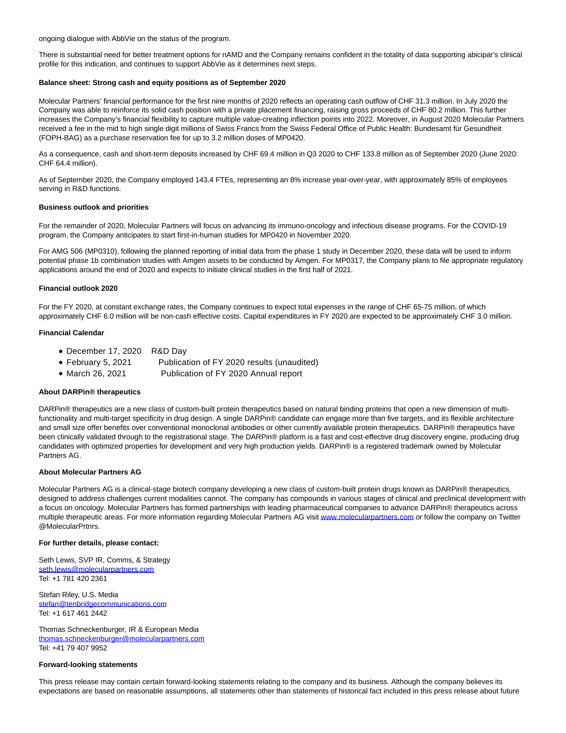ongoing dialogue with AbbVie on the status of the program.

There is substantial need for better treatment options for nAMD and the Company remains confident in the totality of data supporting abicipar's clinical profile for this indication, and continues to support AbbVie as it determines next steps.

**Balance sheet: Strong cash and equity positions as of September 2020**

Molecular Partners' financial performance for the first nine months of 2020 reflects an operating cash outflow of CHF 31.3 million. In July 2020 the Company was able to reinforce its solid cash position with a private placement financing, raising gross proceeds of CHF 80.2 million. This further increases the Company's financial flexibility to capture multiple value-creating inflection points into 2022. Moreover, in August 2020 Molecular Partners received a fee in the mid to high single digit millions of Swiss Francs from the Swiss Federal Office of Public Health: Bundesamt für Gesundheit (FOPH-BAG) as a purchase reservation fee for up to 3.2 million doses of MP0420.

As a consequence, cash and short-term deposits increased by CHF 69.4 million in Q3 2020 to CHF 133.8 million as of September 2020 (June 2020: CHF 64.4 million).

As of September 2020, the Company employed 143.4 FTEs, representing an 8% increase year-over-year, with approximately 85% of employees serving in R&D functions.

**Business outlook and priorities**

For the remainder of 2020, Molecular Partners will focus on advancing its immuno-oncology and infectious disease programs. For the COVID-19 program, the Company anticipates to start first-in-human studies for MP0420 in November 2020.

For AMG 506 (MP0310), following the planned reporting of initial data from the phase 1 study in December 2020, these data will be used to inform potential phase 1b combination studies with Amgen assets to be conducted by Amgen. For MP0317, the Company plans to file appropriate regulatory applications around the end of 2020 and expects to initiate clinical studies in the first half of 2021.

**Financial outlook 2020**

For the FY 2020, at constant exchange rates, the Company continues to expect total expenses in the range of CHF 65-75 million, of which approximately CHF 6.0 million will be non-cash effective costs. Capital expenditures in FY 2020 are expected to be approximately CHF 3.0 million.

**Financial Calendar**

- December 17, 2020 R&D Day
- February 5, 2021 Publication of FY 2020 results (unaudited)
- March 26, 2021 Publication of FY 2020 Annual report

**About DARPin® therapeutics**

DARPin® therapeutics are a new class of custom-built protein therapeutics based on natural binding proteins that open a new dimension of multi-functionality and multi-target specificity in drug design. A single DARPin® candidate can engage more than five targets, and its flexible architecture and small size offer benefits over conventional monoclonal antibodies or other currently available protein therapeutics. DARPin® therapeutics have been clinically validated through to the registrational stage. The DARPin® platform is a fast and cost-effective drug discovery engine, producing drug candidates with optimized properties for development and very high production yields. DARPin® is a registered trademark owned by Molecular Partners AG.

**About Molecular Partners AG**

Molecular Partners AG is a clinical-stage biotech company developing a new class of custom-built protein drugs known as DARPin® therapeutics, designed to address challenges current modalities cannot. The company has compounds in various stages of clinical and preclinical development with a focus on oncology. Molecular Partners has formed partnerships with leading pharmaceutical companies to advance DARPin® therapeutics across multiple therapeutic areas. For more information regarding Molecular Partners AG visit www.molecularpartners.com or follow the company on Twitter @MolecularPrtnrs.

**For further details, please contact:**

Seth Lewis, SVP IR, Comms, & Strategy
seth.lewis@molecularpartners.com
Tel: +1 781 420 2361

Stefan Riley, U.S. Media
stefan@tenbridgecommunications.com
Tel: +1 617 461 2442

Thomas Schneckenburger, IR & European Media
thomas.schneckenburger@molecularpartners.com
Tel: +41 79 407 9952

**Forward-looking statements**

This press release may contain certain forward-looking statements relating to the company and its business. Although the company believes its expectations are based on reasonable assumptions, all statements other than statements of historical fact included in this press release about future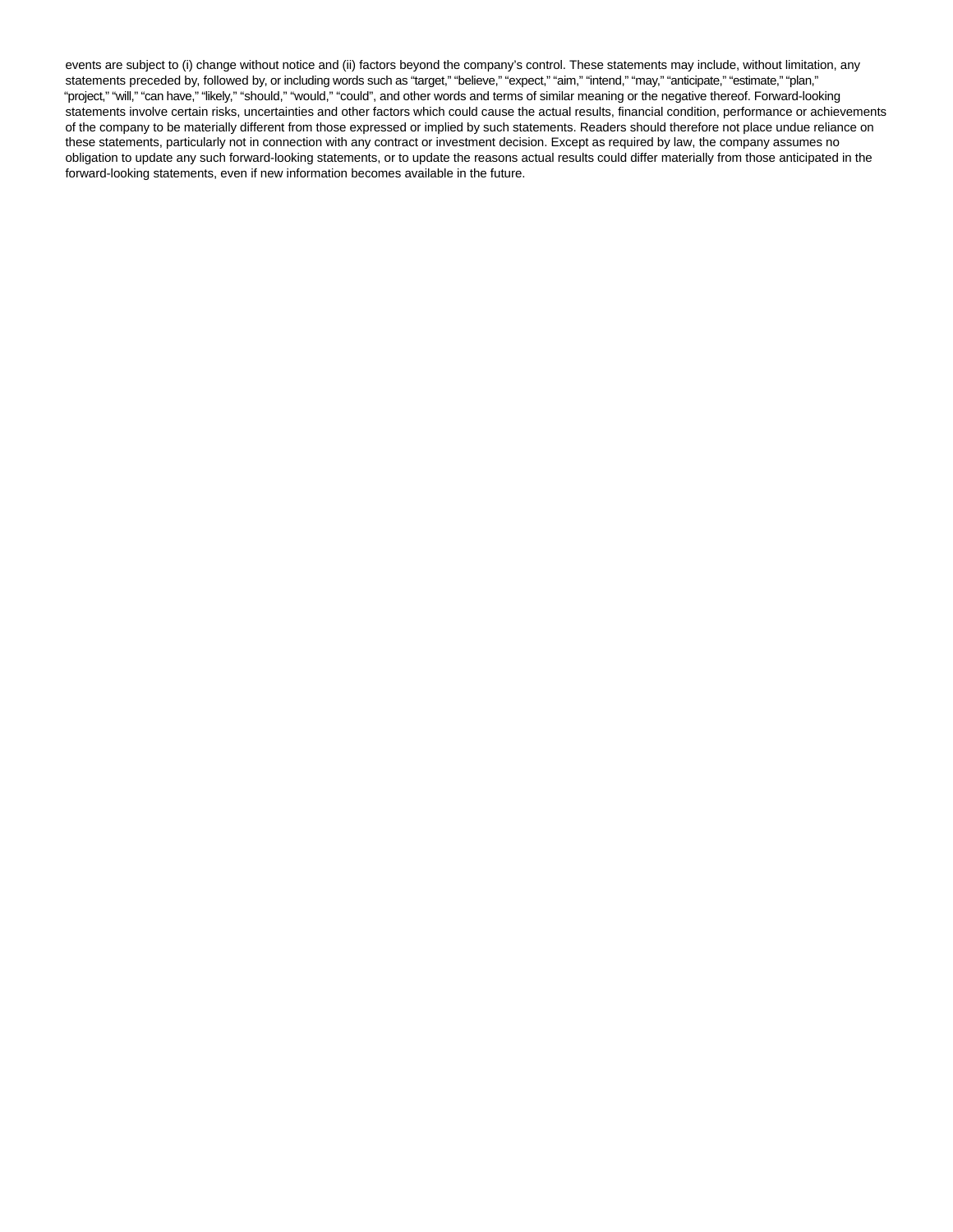events are subject to (i) change without notice and (ii) factors beyond the company's control. These statements may include, without limitation, any statements preceded by, followed by, or including words such as "target," "believe," "expect," "aim," "intend," "may," "anticipate," "estimate," "plan," "project," "will," "can have," "likely," "should," "would," "could", and other words and terms of similar meaning or the negative thereof. Forward-looking statements involve certain risks, uncertainties and other factors which could cause the actual results, financial condition, performance or achievements of the company to be materially different from those expressed or implied by such statements. Readers should therefore not place undue reliance on these statements, particularly not in connection with any contract or investment decision. Except as required by law, the company assumes no obligation to update any such forward-looking statements, or to update the reasons actual results could differ materially from those anticipated in the forward-looking statements, even if new information becomes available in the future.